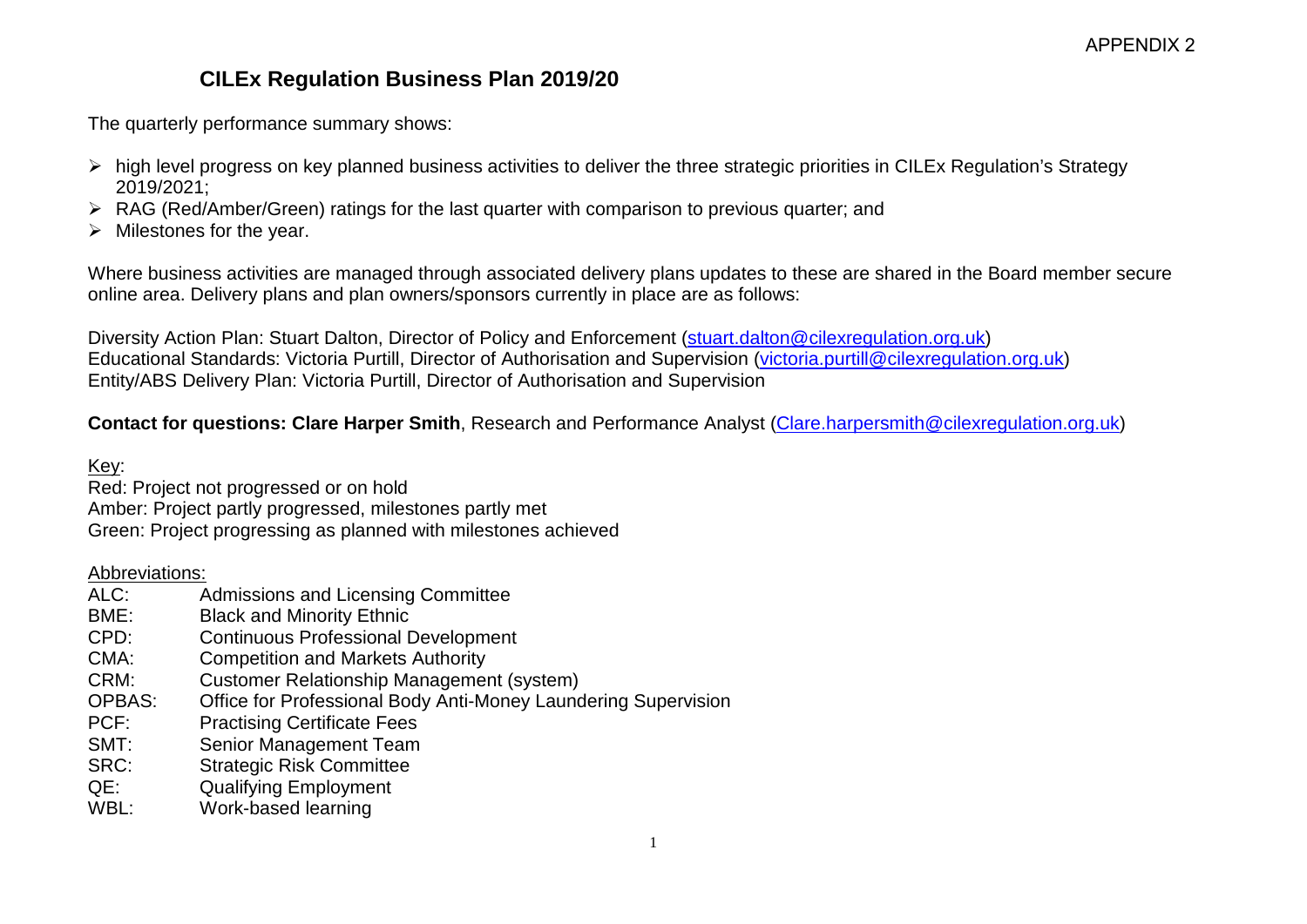APPENDIX 2

# CILEx Regulation Business Plan 2019/20

The quarterly performance summary shows:

- high level progress on key planned business activities to deliver the three strategic priorities in CILEx Regulation's Strategy 2019/2021;
- RAG (Red/Amber/Green) ratings for the last quarter with comparison to previous quarter; and
- Milestones for the year.

Where business activities are managed through associated delivery plans updates to these are shared in the Board member secure online area. Delivery plans and plan owners/sponsors currently in place are as follows:

Diversity Action Plan: Stuart Dalton, Director of Policy and Enforcement (stuart.dalton@cilexregulation.org.uk)
Educational Standards: Victoria Purtill, Director of Authorisation and Supervision (victoria.purtill@cilexregulation.org.uk)
Entity/ABS Delivery Plan: Victoria Purtill, Director of Authorisation and Supervision

**Contact for questions: Clare Harper Smith**, Research and Performance Analyst (Clare.harpersmith@cilexregulation.org.uk)

Key:
Red: Project not progressed or on hold
Amber: Project partly progressed, milestones partly met
Green: Project progressing as planned with milestones achieved

Abbreviations:

| | |
|---|---|
| ALC: | Admissions and Licensing Committee |
| BME: | Black and Minority Ethnic |
| CPD: | Continuous Professional Development |
| CMA: | Competition and Markets Authority |
| CRM: | Customer Relationship Management (system) |
| OPBAS: | Office for Professional Body Anti-Money Laundering Supervision |
| PCF: | Practising Certificate Fees |
| SMT: | Senior Management Team |
| SRC: | Strategic Risk Committee |
| QE: | Qualifying Employment |
| WBL: | Work-based learning |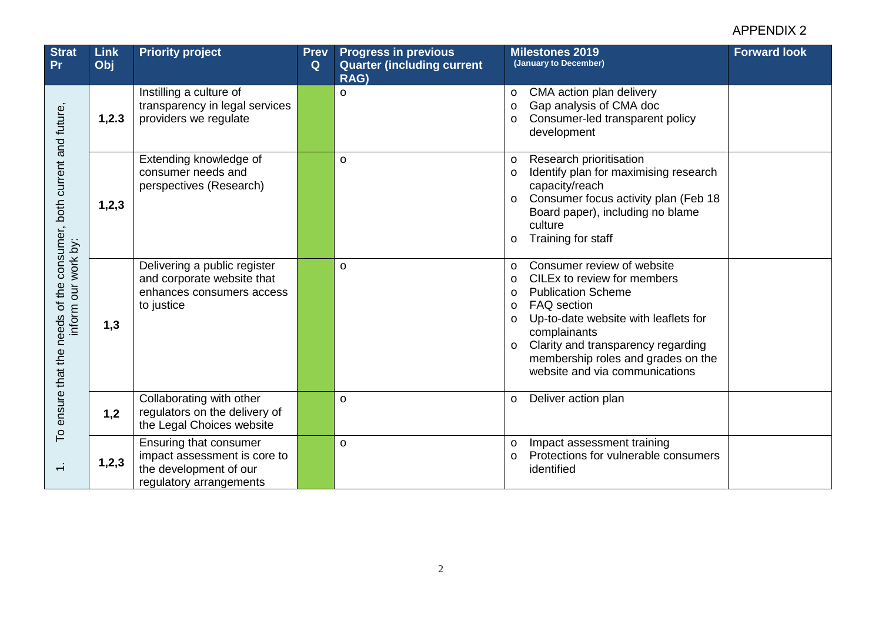APPENDIX 2

| Strat Pr | Link Obj | Priority project | Prev Q | Progress in previous Quarter (including current RAG) | Milestones 2019 (January to December) | Forward look |
|---|---|---|---|---|---|---|
| 1. To ensure that the needs of the consumer, both current and future, inform our work by: | 1,2.3 | Instilling a culture of transparency in legal services providers we regulate | | o | o CMA action plan delivery<br>o Gap analysis of CMA doc<br>o Consumer-led transparent policy development | |
| | 1,2,3 | Extending knowledge of consumer needs and perspectives (Research) | | o | o Research prioritisation<br>o Identify plan for maximising research capacity/reach<br>o Consumer focus activity plan (Feb 18 Board paper), including no blame culture<br>o Training for staff | |
| | 1,3 | Delivering a public register and corporate website that enhances consumers access to justice | | o | o Consumer review of website<br>o CILEx to review for members<br>o Publication Scheme<br>o FAQ section<br>o Up-to-date website with leaflets for complainants<br>o Clarity and transparency regarding membership roles and grades on the website and via communications | |
| | 1,2 | Collaborating with other regulators on the delivery of the Legal Choices website | | o | o Deliver action plan | |
| | 1,2,3 | Ensuring that consumer impact assessment is core to the development of our regulatory arrangements | | o | o Impact assessment training<br>o Protections for vulnerable consumers identified | |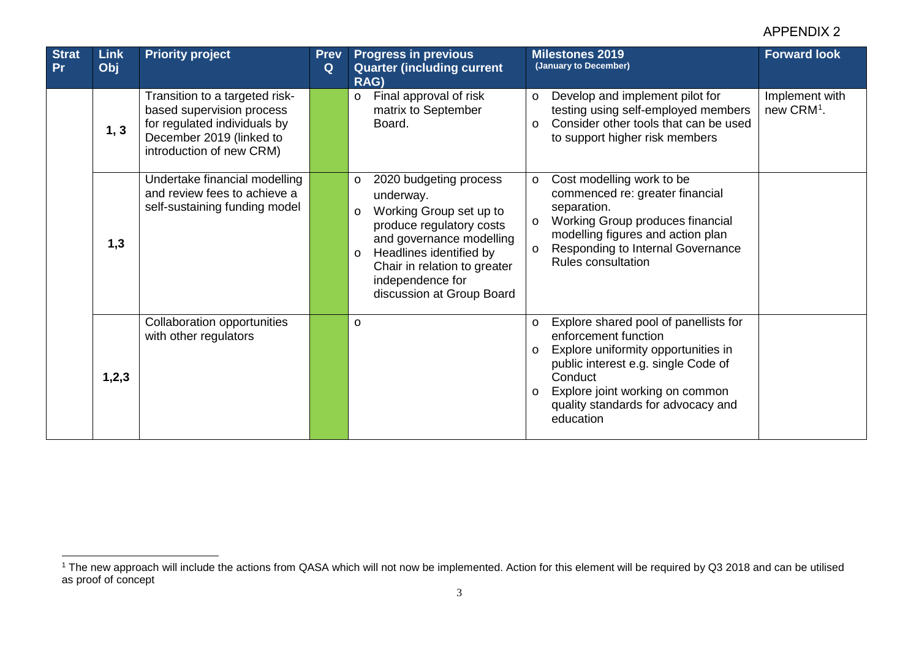APPENDIX 2

| Strat Pr | Link Obj | Priority project | Prev Q | Progress in previous Quarter (including current RAG) | Milestones 2019 (January to December) | Forward look |
|---|---|---|---|---|---|---|
| | 1, 3 | Transition to a targeted risk-based supervision process for regulated individuals by December 2019 (linked to introduction of new CRM) | | o Final approval of risk matrix to September Board. | o Develop and implement pilot for testing using self-employed members<br>o Consider other tools that can be used to support higher risk members | Implement with new CRM[1]. |
| | 1,3 | Undertake financial modelling and review fees to achieve a self-sustaining funding model | | o 2020 budgeting process underway.<br>o Working Group set up to produce regulatory costs and governance modelling<br>o Headlines identified by Chair in relation to greater independence for discussion at Group Board | o Cost modelling work to be commenced re: greater financial separation.<br>o Working Group produces financial modelling figures and action plan<br>o Responding to Internal Governance Rules consultation | |
| | 1,2,3 | Collaboration opportunities with other regulators | | o | o Explore shared pool of panellists for enforcement function<br>o Explore uniformity opportunities in public interest e.g. single Code of Conduct<br>o Explore joint working on common quality standards for advocacy and education | |

[1] The new approach will include the actions from QASA which will not now be implemented. Action for this element will be required by Q3 2018 and can be utilised as proof of concept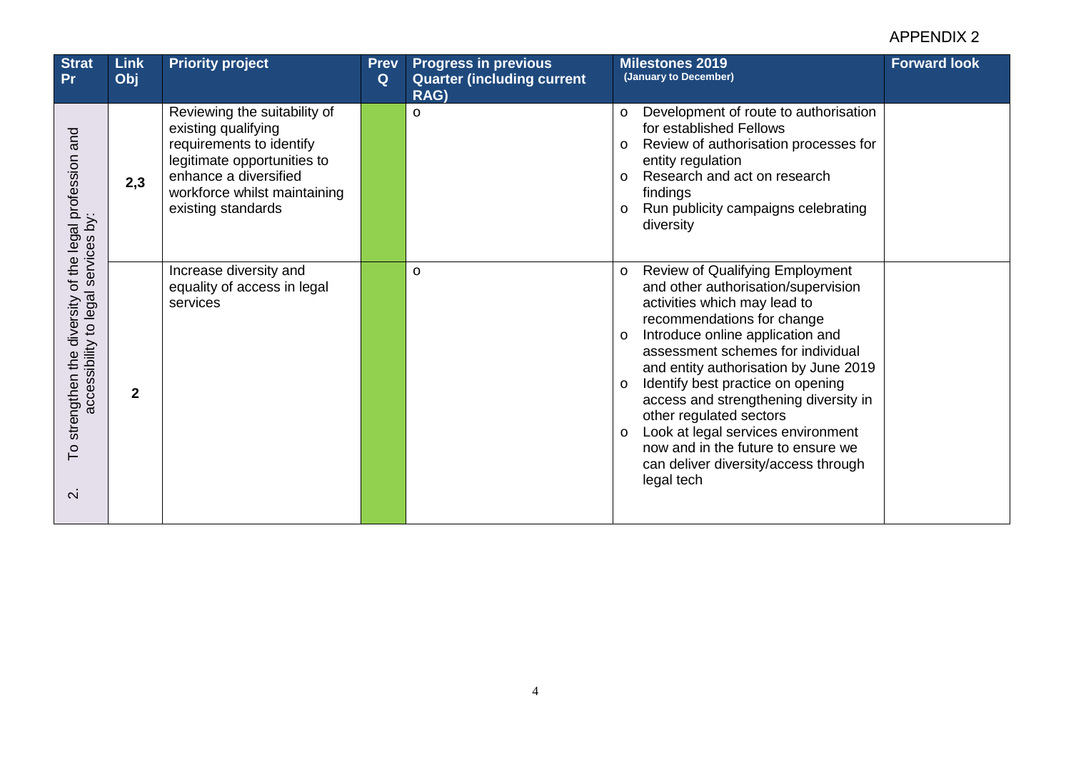APPENDIX 2

| Strat Pr | Link Obj | Priority project | Prev Q | Progress in previous Quarter (including current RAG) | Milestones 2019 (January to December) | Forward look |
|---|---|---|---|---|---|---|
| 2. To strengthen the diversity of the legal profession and accessibility to legal services by: | 2,3 | Reviewing the suitability of existing qualifying requirements to identify legitimate opportunities to enhance a diversified workforce whilst maintaining existing standards | | o | o Development of route to authorisation for established Fellows<br>o Review of authorisation processes for entity regulation<br>o Research and act on research findings<br>o Run publicity campaigns celebrating diversity | |
| | 2 | Increase diversity and equality of access in legal services | | o | o Review of Qualifying Employment and other authorisation/supervision activities which may lead to recommendations for change<br>o Introduce online application and assessment schemes for individual and entity authorisation by June 2019<br>o Identify best practice on opening access and strengthening diversity in other regulated sectors<br>o Look at legal services environment now and in the future to ensure we can deliver diversity/access through legal tech | |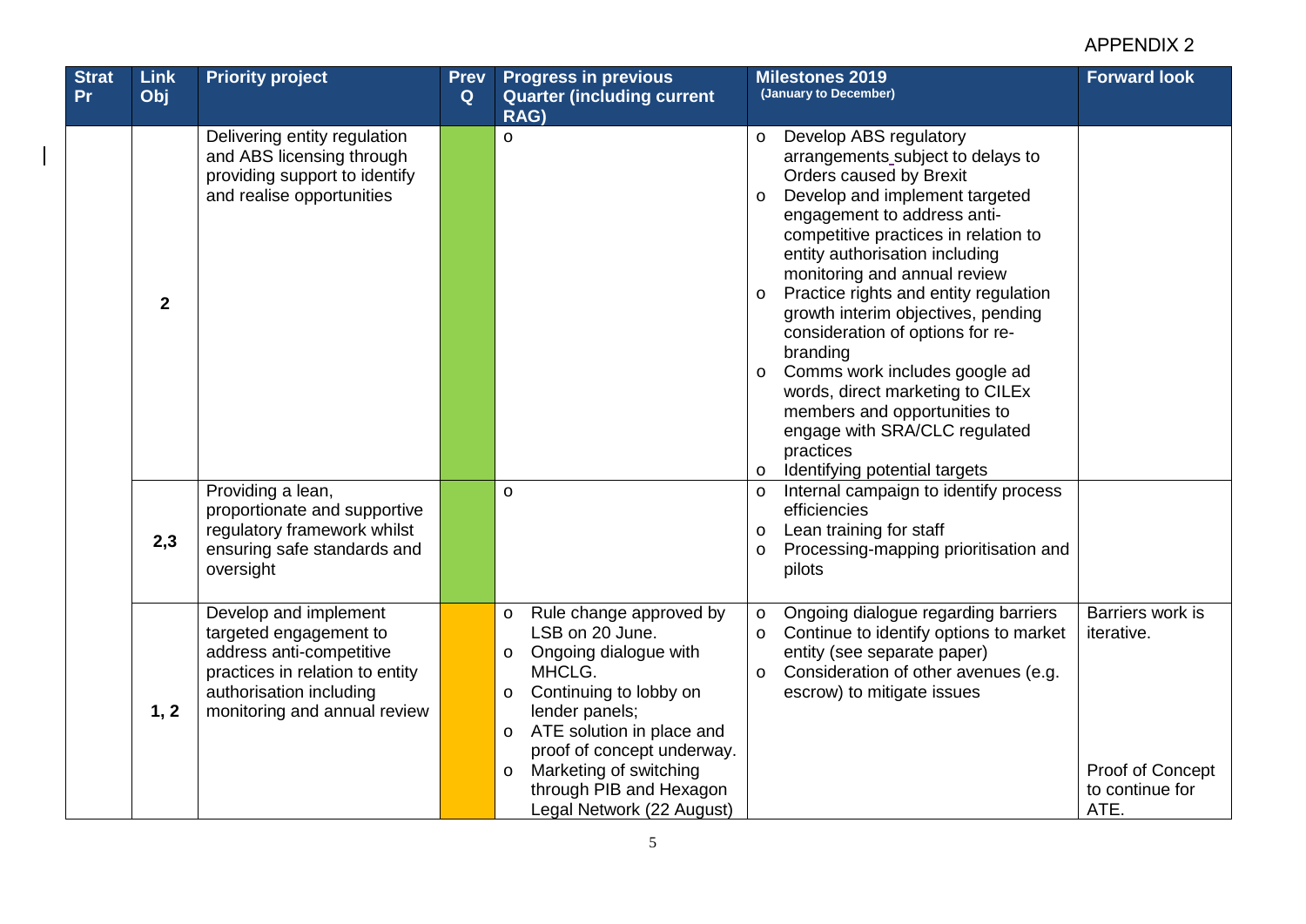APPENDIX 2

| Strat Pr | Link Obj | Priority project | Prev Q | Progress in previous Quarter (including current RAG) | Milestones 2019 (January to December) | Forward look |
|---|---|---|---|---|---|---|
| | 2 | Delivering entity regulation and ABS licensing through providing support to identify and realise opportunities | | o | o Develop ABS regulatory arrangements subject to delays to Orders caused by Brexit<br>o Develop and implement targeted engagement to address anti-competitive practices in relation to entity authorisation including monitoring and annual review<br>o Practice rights and entity regulation growth interim objectives, pending consideration of options for re-branding<br>o Comms work includes google ad words, direct marketing to CILEx members and opportunities to engage with SRA/CLC regulated practices<br>o Identifying potential targets | |
| | 2,3 | Providing a lean, proportionate and supportive regulatory framework whilst ensuring safe standards and oversight | | o | o Internal campaign to identify process efficiencies<br>o Lean training for staff<br>o Processing-mapping prioritisation and pilots | |
| | 1, 2 | Develop and implement targeted engagement to address anti-competitive practices in relation to entity authorisation including monitoring and annual review | | o Rule change approved by LSB on 20 June.<br>o Ongoing dialogue with MHCLG.<br>o Continuing to lobby on lender panels;<br>o ATE solution in place and proof of concept underway.<br>o Marketing of switching through PIB and Hexagon Legal Network (22 August) | o Ongoing dialogue regarding barriers<br>o Continue to identify options to market entity (see separate paper)<br>o Consideration of other avenues (e.g. escrow) to mitigate issues | Barriers work is iterative.<br><br>Proof of Concept to continue for ATE. |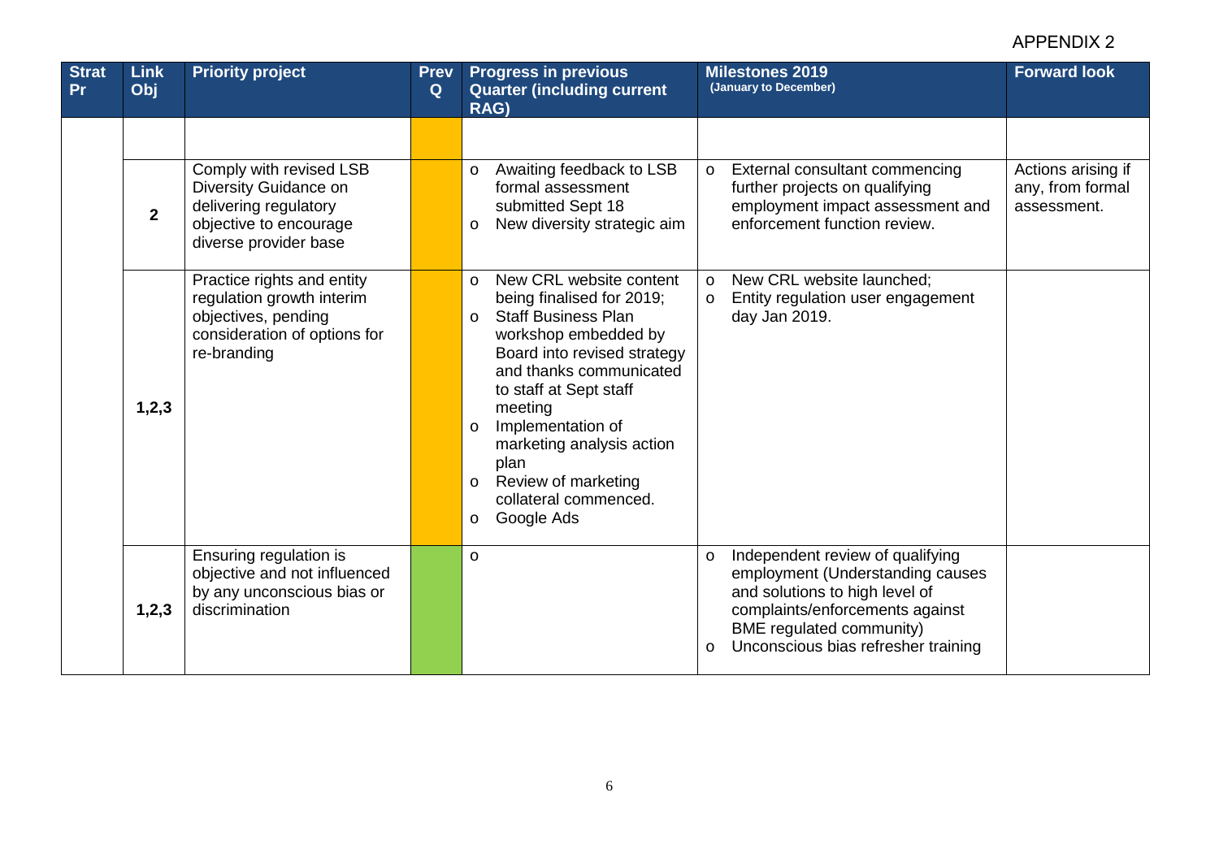APPENDIX 2

| Strat Pr | Link Obj | Priority project | Prev Q | Progress in previous Quarter (including current RAG) | Milestones 2019 (January to December) | Forward look |
|---|---|---|---|---|---|---|
| | | | | | | |
| | 2 | Comply with revised LSB Diversity Guidance on delivering regulatory objective to encourage diverse provider base | | o Awaiting feedback to LSB formal assessment submitted Sept 18<br>o New diversity strategic aim | o External consultant commencing further projects on qualifying employment impact assessment and enforcement function review. | Actions arising if any, from formal assessment. |
| | 1,2,3 | Practice rights and entity regulation growth interim objectives, pending consideration of options for re-branding | | o New CRL website content being finalised for 2019;<br>o Staff Business Plan workshop embedded by Board into revised strategy and thanks communicated to staff at Sept staff meeting<br>o Implementation of marketing analysis action plan<br>o Review of marketing collateral commenced.<br>o Google Ads | o New CRL website launched;<br>o Entity regulation user engagement day Jan 2019. | |
| | 1,2,3 | Ensuring regulation is objective and not influenced by any unconscious bias or discrimination | | o | o Independent review of qualifying employment (Understanding causes and solutions to high level of complaints/enforcements against BME regulated community)<br>o Unconscious bias refresher training | |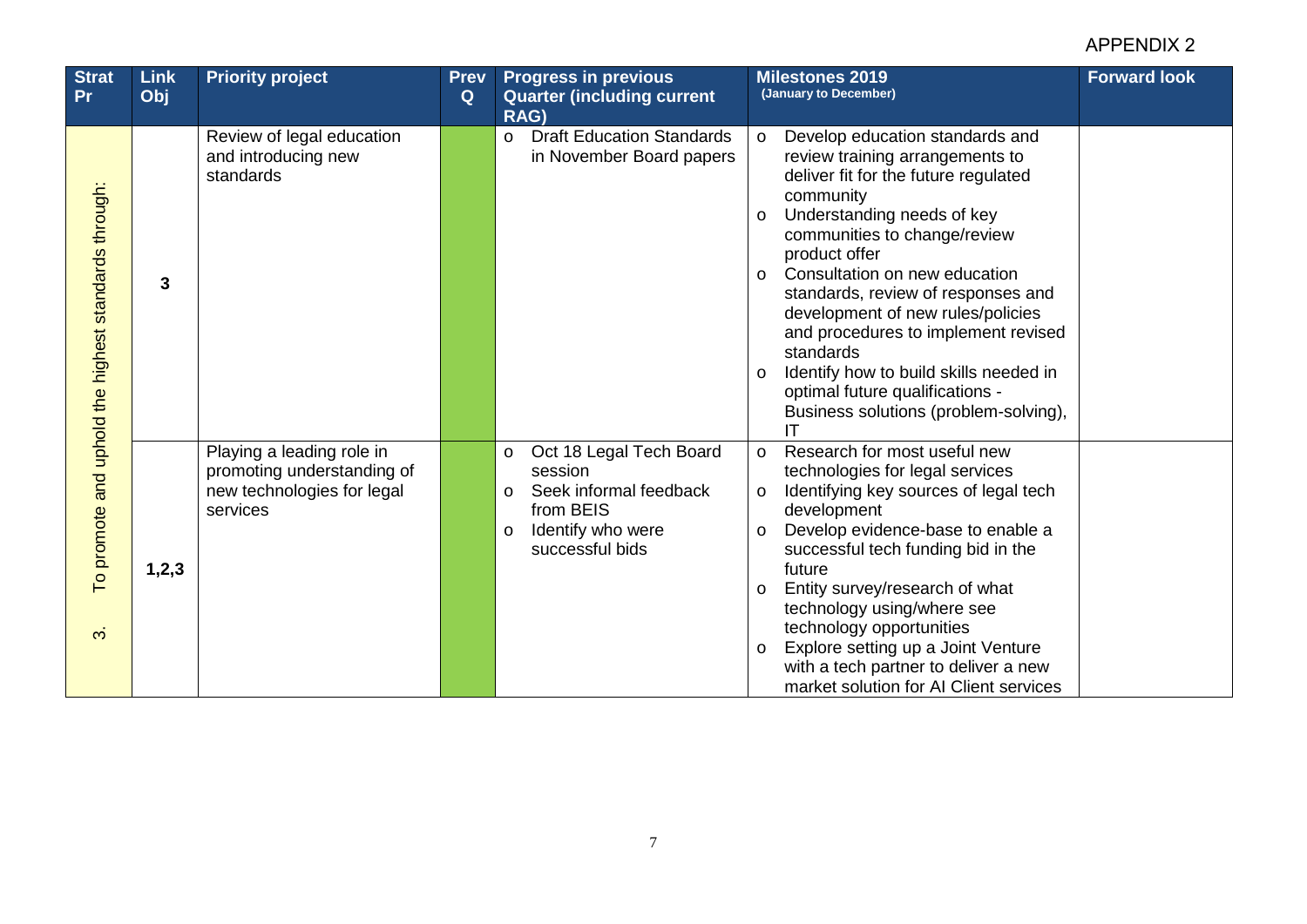APPENDIX 2

| Strat Pr | Link Obj | Priority project | Prev Q | Progress in previous Quarter (including current RAG) | Milestones 2019 (January to December) | Forward look |
|---|---|---|---|---|---|---|
| 3. To promote and uphold the highest standards through: | 3 | Review of legal education and introducing new standards | | - Draft Education Standards in November Board papers | - Develop education standards and review training arrangements to deliver fit for the future regulated community<br>- Understanding needs of key communities to change/review product offer<br>- Consultation on new education standards, review of responses and development of new rules/policies and procedures to implement revised standards<br>- Identify how to build skills needed in optimal future qualifications - Business solutions (problem-solving), IT | |
| | 1,2,3 | Playing a leading role in promoting understanding of new technologies for legal services | | - Oct 18 Legal Tech Board session<br>- Seek informal feedback from BEIS<br>- Identify who were successful bids | - Research for most useful new technologies for legal services<br>- Identifying key sources of legal tech development<br>- Develop evidence-base to enable a successful tech funding bid in the future<br>- Entity survey/research of what technology using/where see technology opportunities<br>- Explore setting up a Joint Venture with a tech partner to deliver a new market solution for AI Client services | |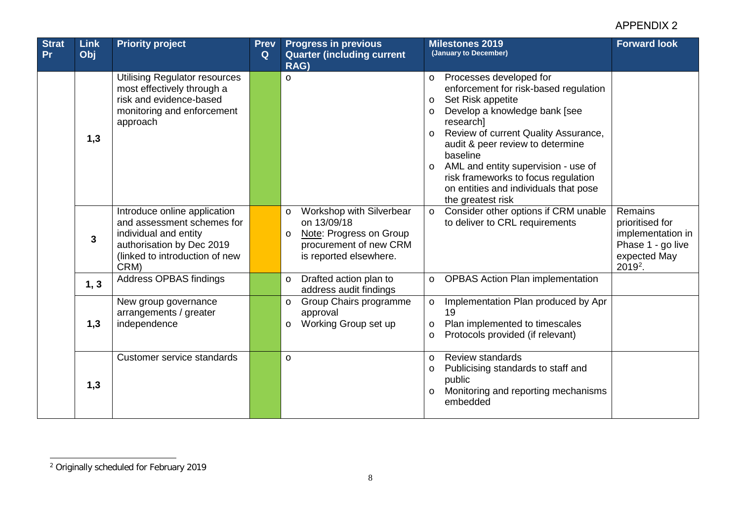APPENDIX 2

| Strat Pr | Link Obj | Priority project | Prev Q | Progress in previous Quarter (including current RAG) | Milestones 2019 (January to December) | Forward look |
|---|---|---|---|---|---|---|
| | 1,3 | Utilising Regulator resources most effectively through a risk and evidence-based monitoring and enforcement approach | | o | o Processes developed for enforcement for risk-based regulation<br>o Set Risk appetite<br>o Develop a knowledge bank [see research]<br>o Review of current Quality Assurance, audit & peer review to determine baseline<br>o AML and entity supervision - use of risk frameworks to focus regulation on entities and individuals that pose the greatest risk | |
| | 3 | Introduce online application and assessment schemes for individual and entity authorisation by Dec 2019 (linked to introduction of new CRM) | | o Workshop with Silverbear on 13/09/18<br>o Note: Progress on Group procurement of new CRM is reported elsewhere. | o Consider other options if CRM unable to deliver to CRL requirements | Remains prioritised for implementation in Phase 1 - go live expected May 2019[2]. |
| | 1, 3 | Address OPBAS findings | | o Drafted action plan to address audit findings | o OPBAS Action Plan implementation | |
| | 1,3 | New group governance arrangements / greater independence | | o Group Chairs programme approval<br>o Working Group set up | o Implementation Plan produced by Apr 19<br>o Plan implemented to timescales<br>o Protocols provided (if relevant) | |
| | 1,3 | Customer service standards | | o | o Review standards<br>o Publicising standards to staff and public<br>o Monitoring and reporting mechanisms embedded | |

[2] Originally scheduled for February 2019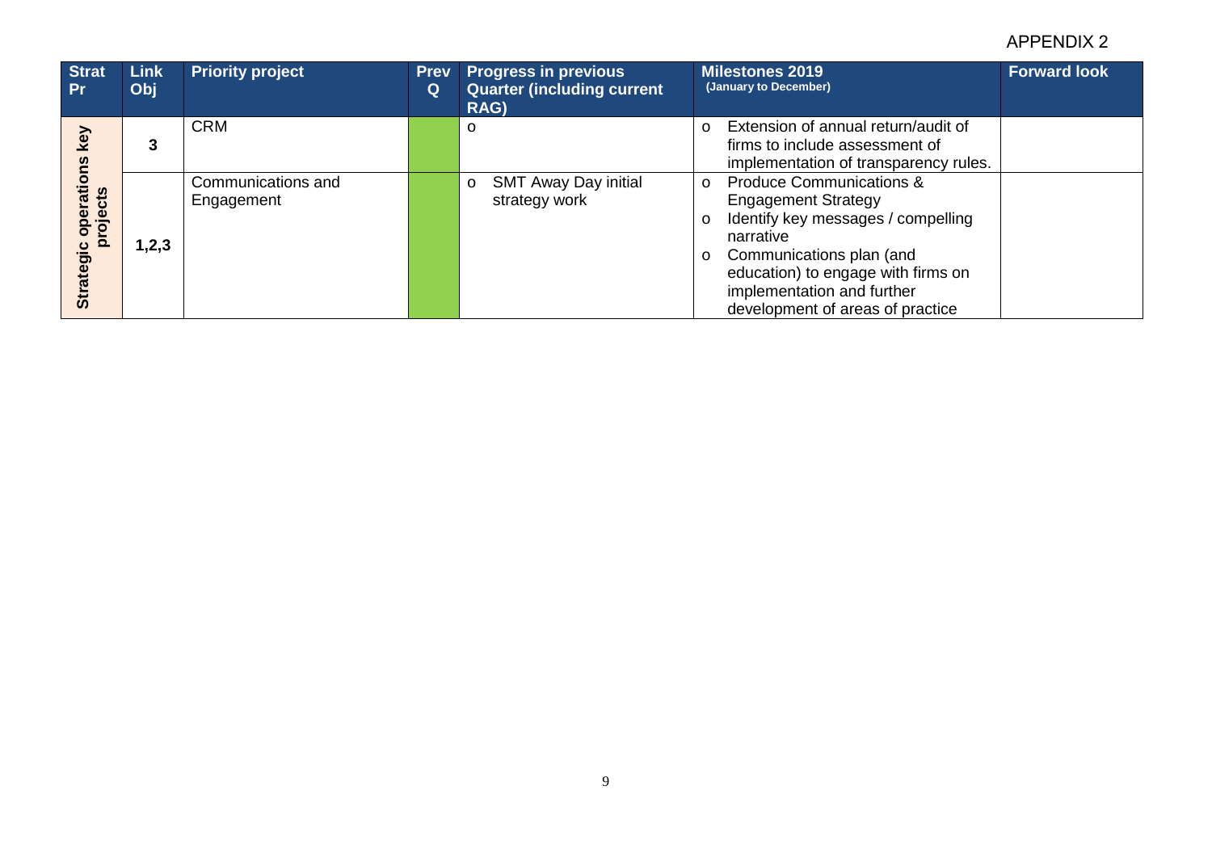APPENDIX 2

| Strat Pr | Link Obj | Priority project | Prev Q | Progress in previous Quarter (including current RAG) | Milestones 2019 (January to December) | Forward look |
|---|---|---|---|---|---|---|
| Strategic operations key projects | 3 | CRM | | o | o Extension of annual return/audit of firms to include assessment of implementation of transparency rules. | |
| | 1,2,3 | Communications and Engagement | | o SMT Away Day initial strategy work | o Produce Communications & Engagement Strategy<br>o Identify key messages / compelling narrative<br>o Communications plan (and education) to engage with firms on implementation and further development of areas of practice | |